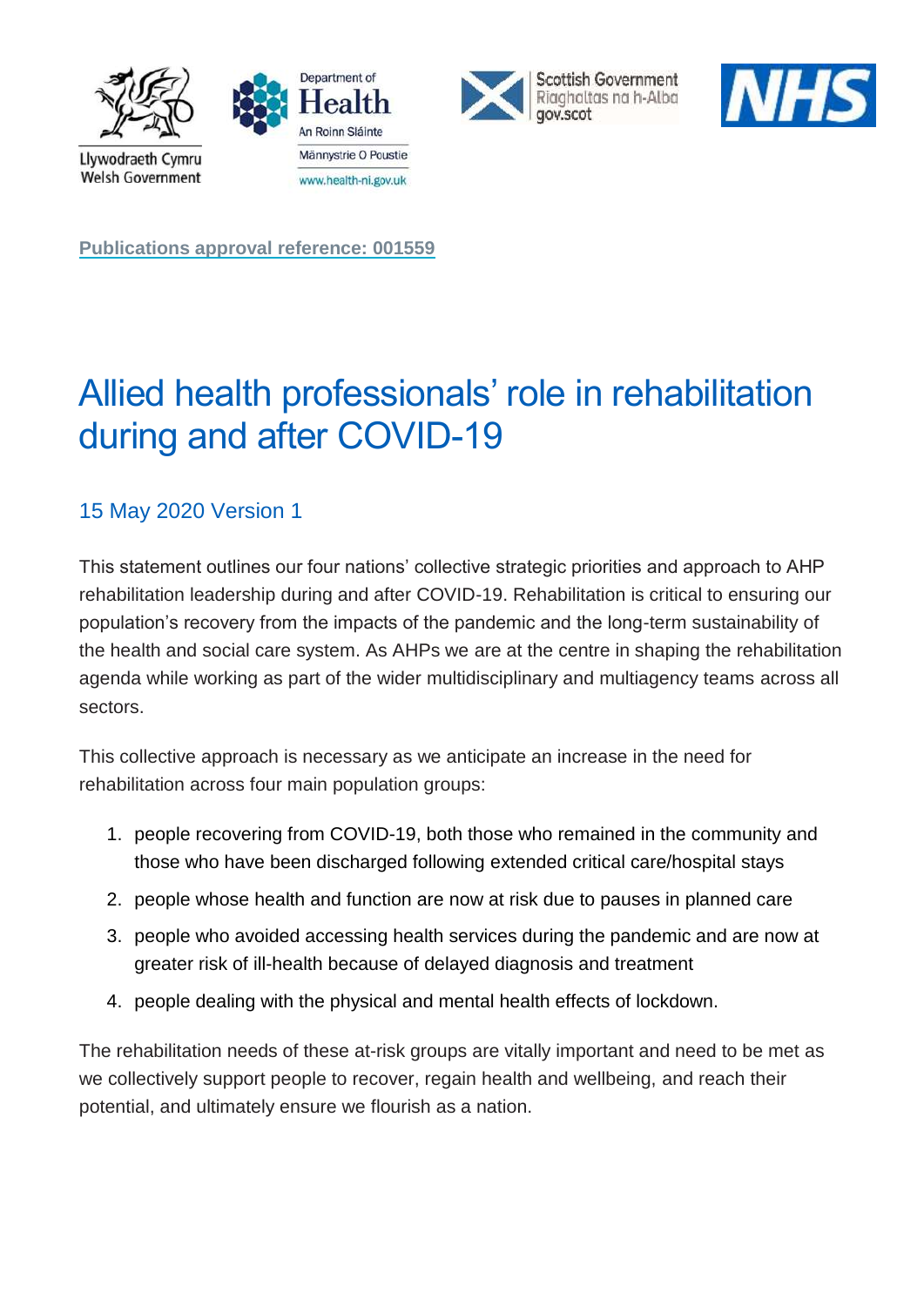Publications approval reference: 001559

# Allied health professionals' role in rehabilitation during and after COVID-19

## 15 May 2020 Version 1

This statement outlines our four nations' collective strategic priorities and approach to AHP rehabilitation leadership during and after COVID-19. Rehabilitation is critical to ensuring our population's recovery from the impacts of the pandemic and the long-term sustainability of the health and social care system. As AHPs we are at the centre in shaping the rehabilitation agenda while working as part of the wider multidisciplinary and multiagency teams across all sectors.

This collective approach is necessary as we anticipate an increase in the need for rehabilitation across four main population groups:

1. people recovering from COVID-19, both those who remained in the community and those who have been discharged following extended critical care/hospital stays
2. people whose health and function are now at risk due to pauses in planned care
3. people who avoided accessing health services during the pandemic and are now at greater risk of ill-health because of delayed diagnosis and treatment
4. people dealing with the physical and mental health effects of lockdown.

The rehabilitation needs of these at-risk groups are vitally important and need to be met as we collectively support people to recover, regain health and wellbeing, and reach their potential, and ultimately ensure we flourish as a nation.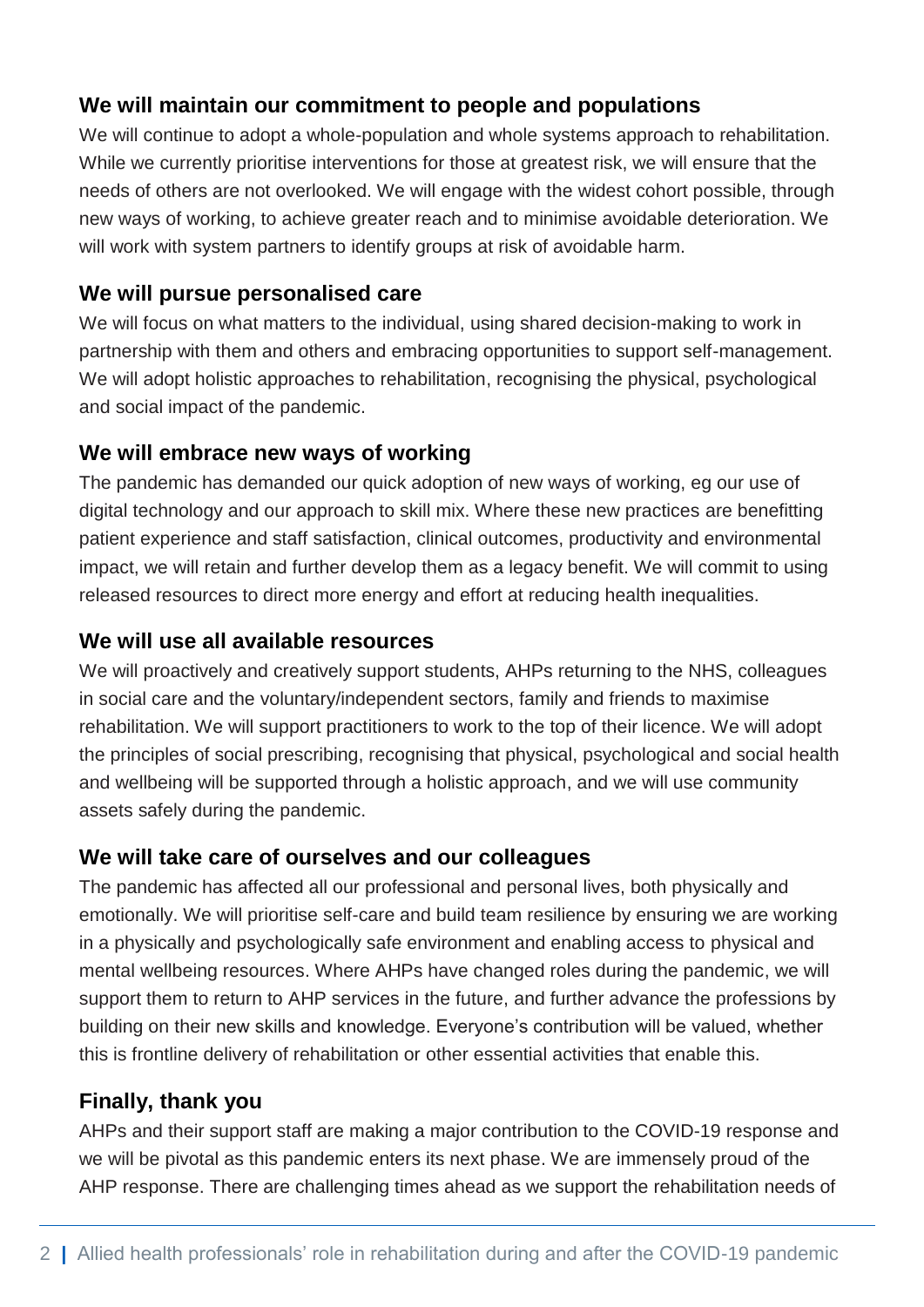## We will maintain our commitment to people and populations

We will continue to adopt a whole-population and whole systems approach to rehabilitation. While we currently prioritise interventions for those at greatest risk, we will ensure that the needs of others are not overlooked. We will engage with the widest cohort possible, through new ways of working, to achieve greater reach and to minimise avoidable deterioration. We will work with system partners to identify groups at risk of avoidable harm.

## We will pursue personalised care

We will focus on what matters to the individual, using shared decision-making to work in partnership with them and others and embracing opportunities to support self-management. We will adopt holistic approaches to rehabilitation, recognising the physical, psychological and social impact of the pandemic.

## We will embrace new ways of working

The pandemic has demanded our quick adoption of new ways of working, eg our use of digital technology and our approach to skill mix. Where these new practices are benefitting patient experience and staff satisfaction, clinical outcomes, productivity and environmental impact, we will retain and further develop them as a legacy benefit. We will commit to using released resources to direct more energy and effort at reducing health inequalities.

## We will use all available resources

We will proactively and creatively support students, AHPs returning to the NHS, colleagues in social care and the voluntary/independent sectors, family and friends to maximise rehabilitation. We will support practitioners to work to the top of their licence. We will adopt the principles of social prescribing, recognising that physical, psychological and social health and wellbeing will be supported through a holistic approach, and we will use community assets safely during the pandemic.

## We will take care of ourselves and our colleagues

The pandemic has affected all our professional and personal lives, both physically and emotionally. We will prioritise self-care and build team resilience by ensuring we are working in a physically and psychologically safe environment and enabling access to physical and mental wellbeing resources. Where AHPs have changed roles during the pandemic, we will support them to return to AHP services in the future, and further advance the professions by building on their new skills and knowledge. Everyone's contribution will be valued, whether this is frontline delivery of rehabilitation or other essential activities that enable this.

## Finally, thank you

AHPs and their support staff are making a major contribution to the COVID-19 response and we will be pivotal as this pandemic enters its next phase. We are immensely proud of the AHP response. There are challenging times ahead as we support the rehabilitation needs of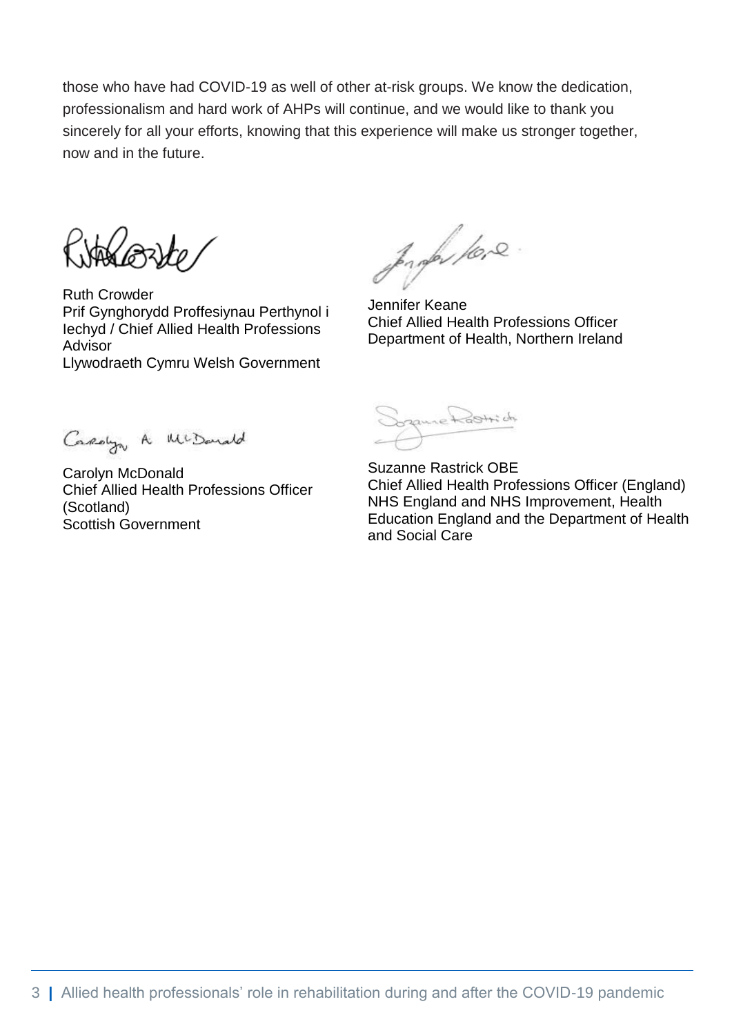those who have had COVID-19 as well of other at-risk groups. We know the dedication, professionalism and hard work of AHPs will continue, and we would like to thank you sincerely for all your efforts, knowing that this experience will make us stronger together, now and in the future.

Ruth Crowder
Prif Gynghorydd Proffesiynau Perthynol i Iechyd / Chief Allied Health Professions Advisor
Llywodraeth Cymru Welsh Government

Jennifer Keane
Chief Allied Health Professions Officer
Department of Health, Northern Ireland

Carolyn McDonald
Chief Allied Health Professions Officer (Scotland)
Scottish Government

Suzanne Rastrick OBE
Chief Allied Health Professions Officer (England)
NHS England and NHS Improvement, Health Education England and the Department of Health and Social Care